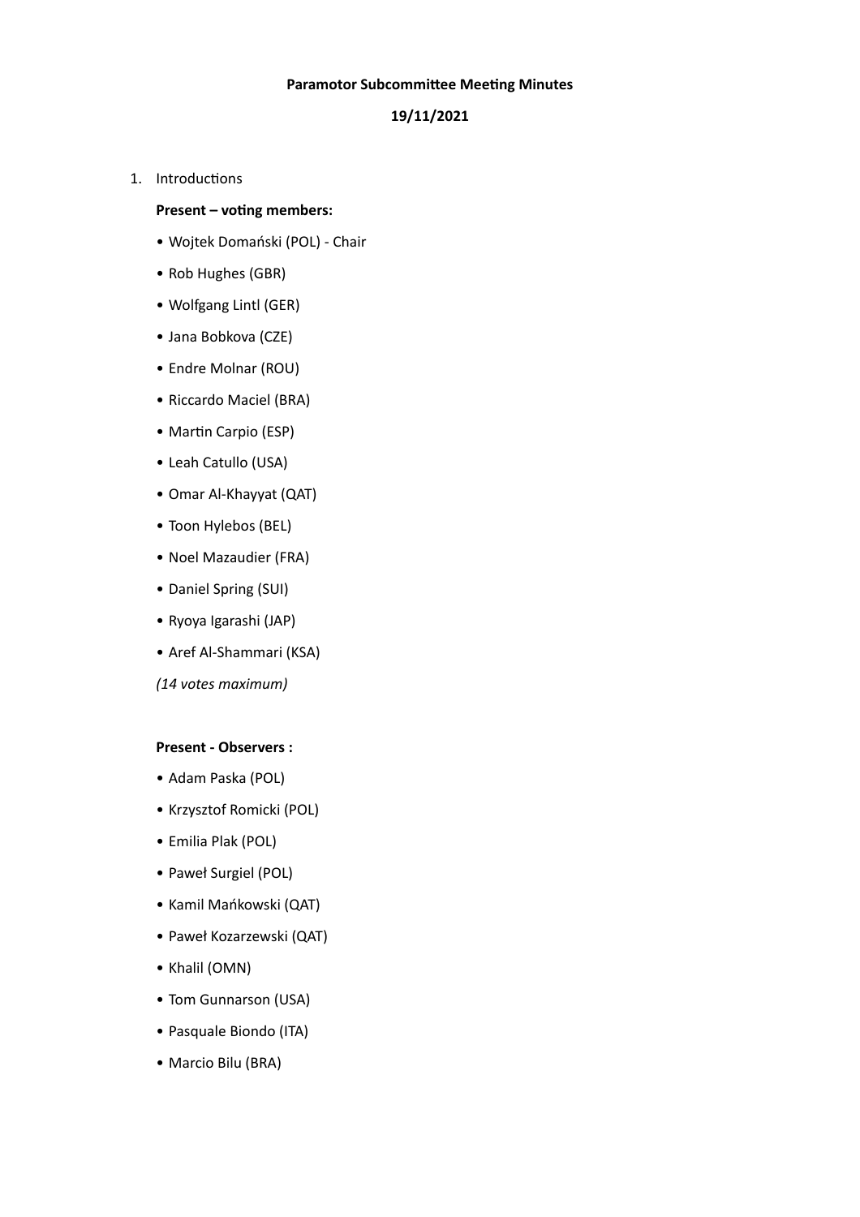**Paramotor Subcommittee Meeting Minutes**

**19/11/2021**

1. Introductions

   **Present – voting members:**

   - Wojtek Domański (POL) - Chair
   - Rob Hughes (GBR)
   - Wolfgang Lintl (GER)
   - Jana Bobkova (CZE)
   - Endre Molnar (ROU)
   - Riccardo Maciel (BRA)
   - Martin Carpio (ESP)
   - Leah Catullo (USA)
   - Omar Al-Khayyat (QAT)
   - Toon Hylebos (BEL)
   - Noel Mazaudier (FRA)
   - Daniel Spring (SUI)
   - Ryoya Igarashi (JAP)
   - Aref Al-Shammari (KSA)

   *(14 votes maximum)*

   **Present - Observers :**

   - Adam Paska (POL)
   - Krzysztof Romicki (POL)
   - Emilia Plak (POL)
   - Paweł Surgiel (POL)
   - Kamil Mańkowski (QAT)
   - Paweł Kozarzewski (QAT)
   - Khalil (OMN)
   - Tom Gunnarson (USA)
   - Pasquale Biondo (ITA)
   - Marcio Bilu (BRA)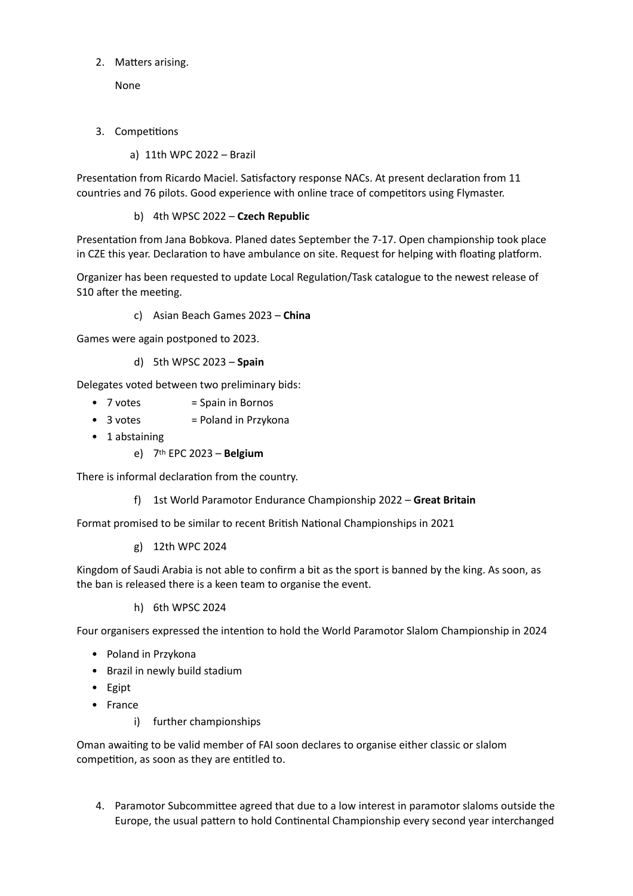2. Matters arising.

   None

3. Competitions

   a) 11th WPC 2022 – Brazil

Presentation from Ricardo Maciel. Satisfactory response NACs. At present declaration from 11 countries and 76 pilots. Good experience with online trace of competitors using Flymaster.

   b) 4th WPSC 2022 – **Czech Republic**

Presentation from Jana Bobkova. Planed dates September the 7-17. Open championship took place in CZE this year. Declaration to have ambulance on site. Request for helping with floating platform.

Organizer has been requested to update Local Regulation/Task catalogue to the newest release of S10 after the meeting.

   c) Asian Beach Games 2023 – **China**

Games were again postponed to 2023.

   d) 5th WPSC 2023 – **Spain**

Delegates voted between two preliminary bids:

- 7 votes = Spain in Bornos
- 3 votes = Poland in Przykona
- 1 abstaining

   e) 7th EPC 2023 – **Belgium**

There is informal declaration from the country.

   f) 1st World Paramotor Endurance Championship 2022 – **Great Britain**

Format promised to be similar to recent British National Championships in 2021

   g) 12th WPC 2024

Kingdom of Saudi Arabia is not able to confirm a bit as the sport is banned by the king. As soon, as the ban is released there is a keen team to organise the event.

   h) 6th WPSC 2024

Four organisers expressed the intention to hold the World Paramotor Slalom Championship in 2024

- Poland in Przykona
- Brazil in newly build stadium
- Egipt
- France

   i) further championships

Oman awaiting to be valid member of FAI soon declares to organise either classic or slalom competition, as soon as they are entitled to.

4. Paramotor Subcommittee agreed that due to a low interest in paramotor slaloms outside the Europe, the usual pattern to hold Continental Championship every second year interchanged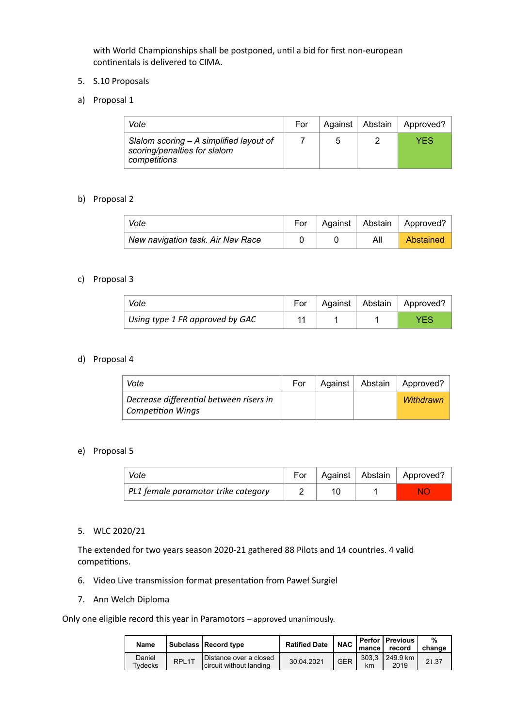with World Championships shall be postponed, until a bid for first non-european continentals is delivered to CIMA.

5. S.10 Proposals

a) Proposal 1

| *Vote* | For | Against | Abstain | Approved? |
|---|---|---|---|---|
| *Slalom scoring – A simplified layout of scoring/penalties for slalom competitions* | 7 | 5 | 2 | YES |

b) Proposal 2

| *Vote* | For | Against | Abstain | Approved? |
|---|---|---|---|---|
| *New navigation task. Air Nav Race* | 0 | 0 | All | Abstained |

c) Proposal 3

| *Vote* | For | Against | Abstain | Approved? |
|---|---|---|---|---|
| *Using type 1 FR approved by GAC* | 11 | 1 | 1 | YES |

d) Proposal 4

| *Vote* | For | Against | Abstain | Approved? |
|---|---|---|---|---|
| *Decrease differential between risers in Competition Wings* | | | | *Withdrawn* |

e) Proposal 5

| *Vote* | For | Against | Abstain | Approved? |
|---|---|---|---|---|
| *PL1 female paramotor trike category* | 2 | 10 | 1 | NO |

5. WLC 2020/21

The extended for two years season 2020-21 gathered 88 Pilots and 14 countries. 4 valid competitions.

6. Video Live transmission format presentation from Paweł Surgiel

7. Ann Welch Diploma

Only one eligible record this year in Paramotors – approved unanimously.

| Name | Subclass | Record type | Ratified Date | NAC | Performance | Previous record | % change |
|---|---|---|---|---|---|---|---|
| Daniel Tydecks | RPL1T | Distance over a closed circuit without landing | 30.04.2021 | GER | 303,3 km | 249.9 km 2019 | 21.37 |